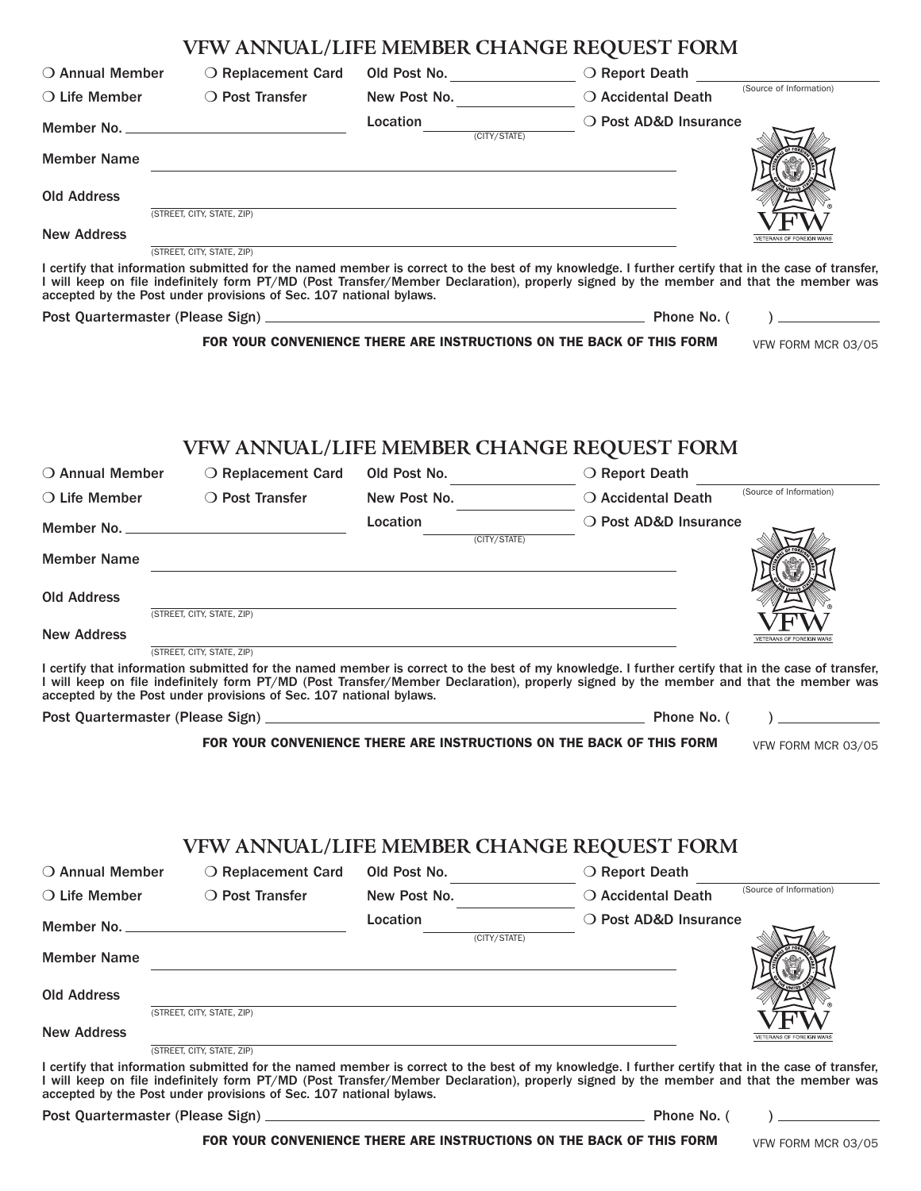# VFW ANNUAL/LIFE MEMBER CHANGE REQUEST FORM

❍ Annual Member ❍ Replacement Card Old Post No. ____________ ❍ Report Death ____________ (Source of Information)

❍ Life Member ❍ Post Transfer New Post No. ____________ ❍ Accidental Death

Member No. ____________ Location ____________ (CITY/STATE) ❍ Post AD&D Insurance

Member Name ____________

Old Address ____________
(STREET, CITY, STATE, ZIP)

New Address ____________
(STREET, CITY, STATE, ZIP)

I certify that information submitted for the named member is correct to the best of my knowledge. I further certify that in the case of transfer, I will keep on file indefinitely form PT/MD (Post Transfer/Member Declaration), properly signed by the member and that the member was accepted by the Post under provisions of Sec. 107 national bylaws.

Post Quartermaster (Please Sign) ____________ Phone No. (    ) ____________

**FOR YOUR CONVENIENCE THERE ARE INSTRUCTIONS ON THE BACK OF THIS FORM** VFW FORM MCR 03/05

# VFW ANNUAL/LIFE MEMBER CHANGE REQUEST FORM

❍ Annual Member ❍ Replacement Card Old Post No. ____________ ❍ Report Death ____________ (Source of Information)

❍ Life Member ❍ Post Transfer New Post No. ____________ ❍ Accidental Death

Member No. ____________ Location ____________ (CITY/STATE) ❍ Post AD&D Insurance

Member Name ____________

Old Address ____________
(STREET, CITY, STATE, ZIP)

New Address ____________
(STREET, CITY, STATE, ZIP)

I certify that information submitted for the named member is correct to the best of my knowledge. I further certify that in the case of transfer, I will keep on file indefinitely form PT/MD (Post Transfer/Member Declaration), properly signed by the member and that the member was accepted by the Post under provisions of Sec. 107 national bylaws.

Post Quartermaster (Please Sign) ____________ Phone No. (    ) ____________

**FOR YOUR CONVENIENCE THERE ARE INSTRUCTIONS ON THE BACK OF THIS FORM** VFW FORM MCR 03/05

# VFW ANNUAL/LIFE MEMBER CHANGE REQUEST FORM

❍ Annual Member ❍ Replacement Card Old Post No. ____________ ❍ Report Death ____________ (Source of Information)

❍ Life Member ❍ Post Transfer New Post No. ____________ ❍ Accidental Death

Member No. ____________ Location ____________ (CITY/STATE) ❍ Post AD&D Insurance

Member Name ____________

Old Address ____________
(STREET, CITY, STATE, ZIP)

New Address ____________
(STREET, CITY, STATE, ZIP)

I certify that information submitted for the named member is correct to the best of my knowledge. I further certify that in the case of transfer, I will keep on file indefinitely form PT/MD (Post Transfer/Member Declaration), properly signed by the member and that the member was accepted by the Post under provisions of Sec. 107 national bylaws.

Post Quartermaster (Please Sign) ____________ Phone No. (    ) ____________

**FOR YOUR CONVENIENCE THERE ARE INSTRUCTIONS ON THE BACK OF THIS FORM** VFW FORM MCR 03/05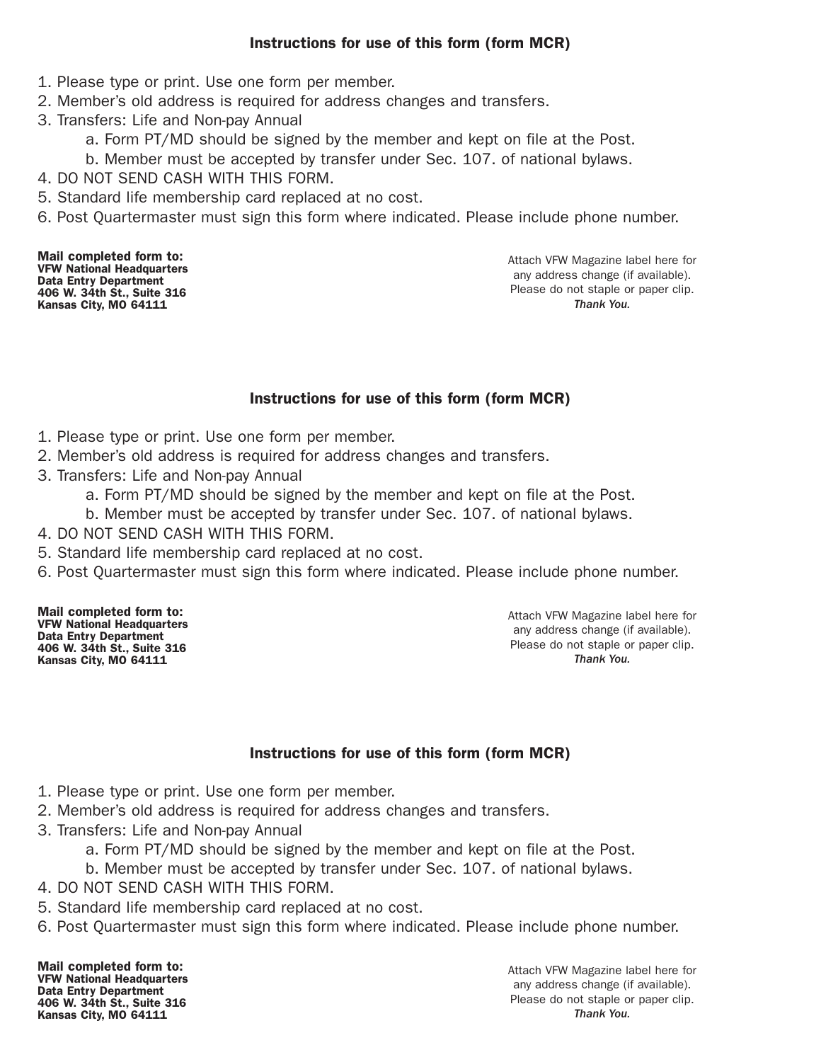### Instructions for use of this form (form MCR)

1. Please type or print. Use one form per member.
2. Member's old address is required for address changes and transfers.
3. Transfers: Life and Non-pay Annual
   a. Form PT/MD should be signed by the member and kept on file at the Post.
   b. Member must be accepted by transfer under Sec. 107. of national bylaws.
4. DO NOT SEND CASH WITH THIS FORM.
5. Standard life membership card replaced at no cost.
6. Post Quartermaster must sign this form where indicated. Please include phone number.

**Mail completed form to:**
**VFW National Headquarters**
**Data Entry Department**
**406 W. 34th St., Suite 316**
**Kansas City, MO 64111**

Attach VFW Magazine label here for any address change (if available). Please do not staple or paper clip. *Thank You.*

### Instructions for use of this form (form MCR)

1. Please type or print. Use one form per member.
2. Member's old address is required for address changes and transfers.
3. Transfers: Life and Non-pay Annual
   a. Form PT/MD should be signed by the member and kept on file at the Post.
   b. Member must be accepted by transfer under Sec. 107. of national bylaws.
4. DO NOT SEND CASH WITH THIS FORM.
5. Standard life membership card replaced at no cost.
6. Post Quartermaster must sign this form where indicated. Please include phone number.

**Mail completed form to:**
**VFW National Headquarters**
**Data Entry Department**
**406 W. 34th St., Suite 316**
**Kansas City, MO 64111**

Attach VFW Magazine label here for any address change (if available). Please do not staple or paper clip. *Thank You.*

### Instructions for use of this form (form MCR)

1. Please type or print. Use one form per member.
2. Member's old address is required for address changes and transfers.
3. Transfers: Life and Non-pay Annual
   a. Form PT/MD should be signed by the member and kept on file at the Post.
   b. Member must be accepted by transfer under Sec. 107. of national bylaws.
4. DO NOT SEND CASH WITH THIS FORM.
5. Standard life membership card replaced at no cost.
6. Post Quartermaster must sign this form where indicated. Please include phone number.

**Mail completed form to:**
**VFW National Headquarters**
**Data Entry Department**
**406 W. 34th St., Suite 316**
**Kansas City, MO 64111**

Attach VFW Magazine label here for any address change (if available). Please do not staple or paper clip. *Thank You.*